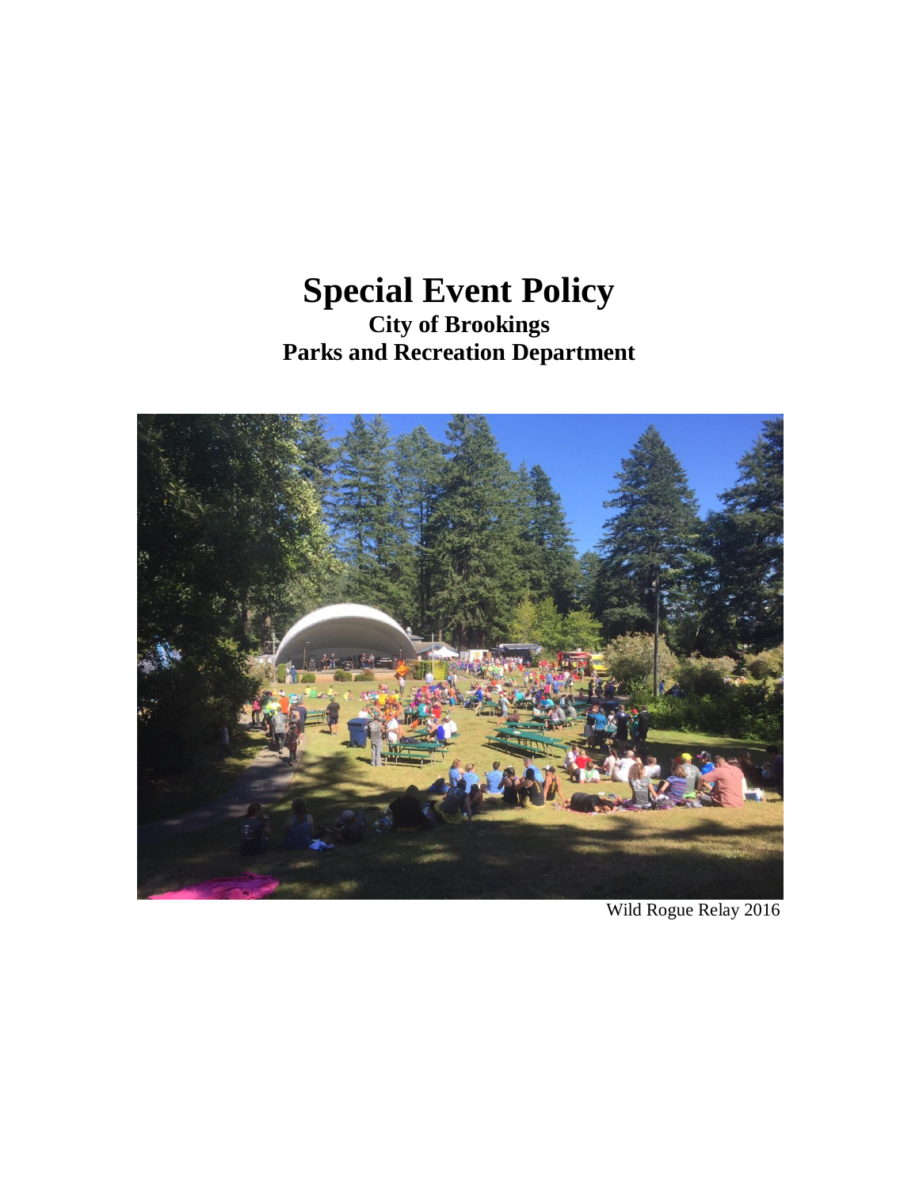# Special Event Policy

**City of Brookings**
**Parks and Recreation Department**

Wild Rogue Relay 2016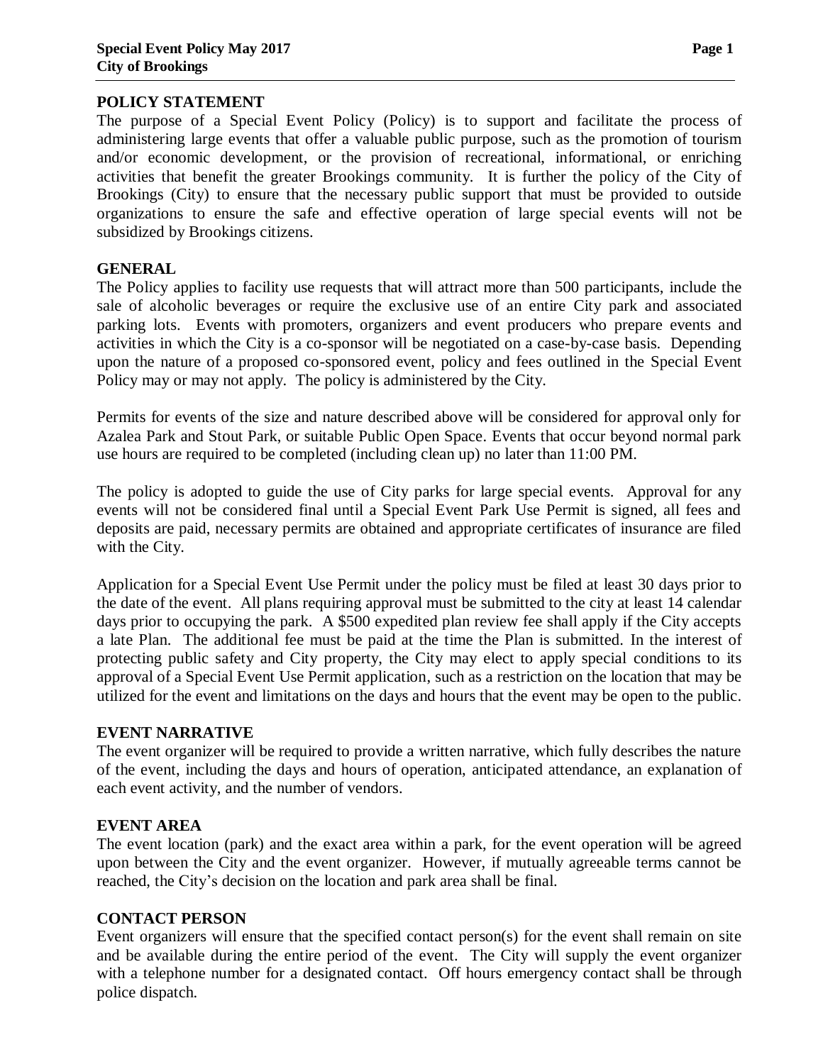## POLICY STATEMENT

The purpose of a Special Event Policy (Policy) is to support and facilitate the process of administering large events that offer a valuable public purpose, such as the promotion of tourism and/or economic development, or the provision of recreational, informational, or enriching activities that benefit the greater Brookings community. It is further the policy of the City of Brookings (City) to ensure that the necessary public support that must be provided to outside organizations to ensure the safe and effective operation of large special events will not be subsidized by Brookings citizens.

## GENERAL

The Policy applies to facility use requests that will attract more than 500 participants, include the sale of alcoholic beverages or require the exclusive use of an entire City park and associated parking lots. Events with promoters, organizers and event producers who prepare events and activities in which the City is a co-sponsor will be negotiated on a case-by-case basis. Depending upon the nature of a proposed co-sponsored event, policy and fees outlined in the Special Event Policy may or may not apply. The policy is administered by the City.

Permits for events of the size and nature described above will be considered for approval only for Azalea Park and Stout Park, or suitable Public Open Space. Events that occur beyond normal park use hours are required to be completed (including clean up) no later than 11:00 PM.

The policy is adopted to guide the use of City parks for large special events. Approval for any events will not be considered final until a Special Event Park Use Permit is signed, all fees and deposits are paid, necessary permits are obtained and appropriate certificates of insurance are filed with the City.

Application for a Special Event Use Permit under the policy must be filed at least 30 days prior to the date of the event. All plans requiring approval must be submitted to the city at least 14 calendar days prior to occupying the park. A $500 expedited plan review fee shall apply if the City accepts a late Plan. The additional fee must be paid at the time the Plan is submitted. In the interest of protecting public safety and City property, the City may elect to apply special conditions to its approval of a Special Event Use Permit application, such as a restriction on the location that may be utilized for the event and limitations on the days and hours that the event may be open to the public.

## EVENT NARRATIVE

The event organizer will be required to provide a written narrative, which fully describes the nature of the event, including the days and hours of operation, anticipated attendance, an explanation of each event activity, and the number of vendors.

## EVENT AREA

The event location (park) and the exact area within a park, for the event operation will be agreed upon between the City and the event organizer. However, if mutually agreeable terms cannot be reached, the City's decision on the location and park area shall be final.

## CONTACT PERSON

Event organizers will ensure that the specified contact person(s) for the event shall remain on site and be available during the entire period of the event. The City will supply the event organizer with a telephone number for a designated contact. Off hours emergency contact shall be through police dispatch.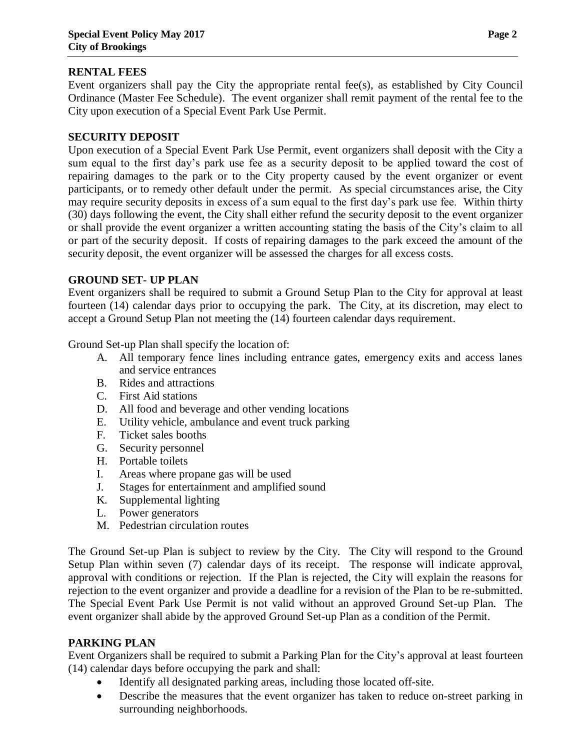## RENTAL FEES

Event organizers shall pay the City the appropriate rental fee(s), as established by City Council Ordinance (Master Fee Schedule). The event organizer shall remit payment of the rental fee to the City upon execution of a Special Event Park Use Permit.

## SECURITY DEPOSIT

Upon execution of a Special Event Park Use Permit, event organizers shall deposit with the City a sum equal to the first day's park use fee as a security deposit to be applied toward the cost of repairing damages to the park or to the City property caused by the event organizer or event participants, or to remedy other default under the permit. As special circumstances arise, the City may require security deposits in excess of a sum equal to the first day's park use fee. Within thirty (30) days following the event, the City shall either refund the security deposit to the event organizer or shall provide the event organizer a written accounting stating the basis of the City's claim to all or part of the security deposit. If costs of repairing damages to the park exceed the amount of the security deposit, the event organizer will be assessed the charges for all excess costs.

## GROUND SET- UP PLAN

Event organizers shall be required to submit a Ground Setup Plan to the City for approval at least fourteen (14) calendar days prior to occupying the park. The City, at its discretion, may elect to accept a Ground Setup Plan not meeting the (14) fourteen calendar days requirement.

Ground Set-up Plan shall specify the location of:

A. All temporary fence lines including entrance gates, emergency exits and access lanes and service entrances
B. Rides and attractions
C. First Aid stations
D. All food and beverage and other vending locations
E. Utility vehicle, ambulance and event truck parking
F. Ticket sales booths
G. Security personnel
H. Portable toilets
I. Areas where propane gas will be used
J. Stages for entertainment and amplified sound
K. Supplemental lighting
L. Power generators
M. Pedestrian circulation routes

The Ground Set-up Plan is subject to review by the City. The City will respond to the Ground Setup Plan within seven (7) calendar days of its receipt. The response will indicate approval, approval with conditions or rejection. If the Plan is rejected, the City will explain the reasons for rejection to the event organizer and provide a deadline for a revision of the Plan to be re-submitted. The Special Event Park Use Permit is not valid without an approved Ground Set-up Plan. The event organizer shall abide by the approved Ground Set-up Plan as a condition of the Permit.

## PARKING PLAN

Event Organizers shall be required to submit a Parking Plan for the City's approval at least fourteen (14) calendar days before occupying the park and shall:

- Identify all designated parking areas, including those located off-site.
- Describe the measures that the event organizer has taken to reduce on-street parking in surrounding neighborhoods.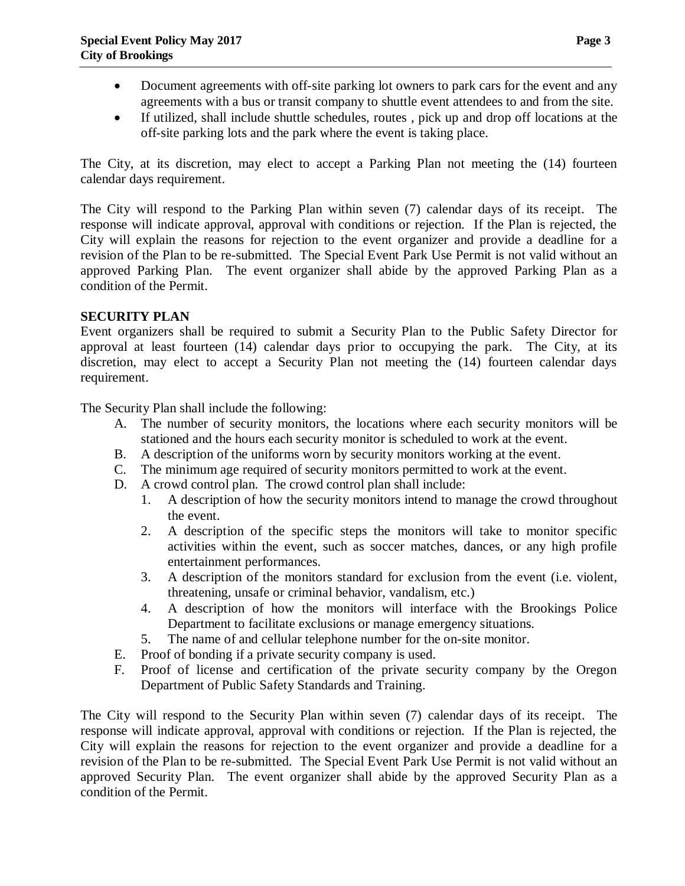- Document agreements with off-site parking lot owners to park cars for the event and any agreements with a bus or transit company to shuttle event attendees to and from the site.
- If utilized, shall include shuttle schedules, routes , pick up and drop off locations at the off-site parking lots and the park where the event is taking place.

The City, at its discretion, may elect to accept a Parking Plan not meeting the (14) fourteen calendar days requirement.

The City will respond to the Parking Plan within seven (7) calendar days of its receipt. The response will indicate approval, approval with conditions or rejection. If the Plan is rejected, the City will explain the reasons for rejection to the event organizer and provide a deadline for a revision of the Plan to be re-submitted. The Special Event Park Use Permit is not valid without an approved Parking Plan. The event organizer shall abide by the approved Parking Plan as a condition of the Permit.

**SECURITY PLAN**

Event organizers shall be required to submit a Security Plan to the Public Safety Director for approval at least fourteen (14) calendar days prior to occupying the park. The City, at its discretion, may elect to accept a Security Plan not meeting the (14) fourteen calendar days requirement.

The Security Plan shall include the following:

A. The number of security monitors, the locations where each security monitors will be stationed and the hours each security monitor is scheduled to work at the event.
B. A description of the uniforms worn by security monitors working at the event.
C. The minimum age required of security monitors permitted to work at the event.
D. A crowd control plan. The crowd control plan shall include:
   1. A description of how the security monitors intend to manage the crowd throughout the event.
   2. A description of the specific steps the monitors will take to monitor specific activities within the event, such as soccer matches, dances, or any high profile entertainment performances.
   3. A description of the monitors standard for exclusion from the event (i.e. violent, threatening, unsafe or criminal behavior, vandalism, etc.)
   4. A description of how the monitors will interface with the Brookings Police Department to facilitate exclusions or manage emergency situations.
   5. The name of and cellular telephone number for the on-site monitor.
E. Proof of bonding if a private security company is used.
F. Proof of license and certification of the private security company by the Oregon Department of Public Safety Standards and Training.

The City will respond to the Security Plan within seven (7) calendar days of its receipt. The response will indicate approval, approval with conditions or rejection. If the Plan is rejected, the City will explain the reasons for rejection to the event organizer and provide a deadline for a revision of the Plan to be re-submitted. The Special Event Park Use Permit is not valid without an approved Security Plan. The event organizer shall abide by the approved Security Plan as a condition of the Permit.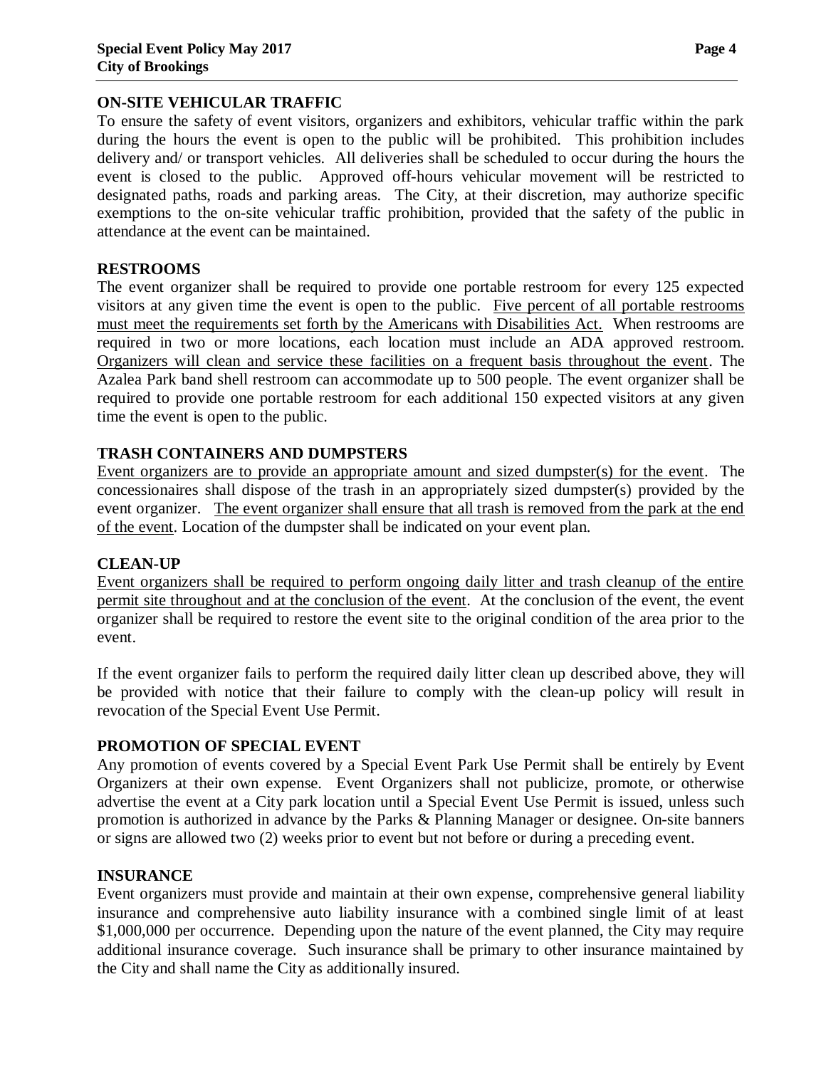## ON-SITE VEHICULAR TRAFFIC

To ensure the safety of event visitors, organizers and exhibitors, vehicular traffic within the park during the hours the event is open to the public will be prohibited. This prohibition includes delivery and/ or transport vehicles. All deliveries shall be scheduled to occur during the hours the event is closed to the public. Approved off-hours vehicular movement will be restricted to designated paths, roads and parking areas. The City, at their discretion, may authorize specific exemptions to the on-site vehicular traffic prohibition, provided that the safety of the public in attendance at the event can be maintained.

## RESTROOMS

The event organizer shall be required to provide one portable restroom for every 125 expected visitors at any given time the event is open to the public. Five percent of all portable restrooms must meet the requirements set forth by the Americans with Disabilities Act. When restrooms are required in two or more locations, each location must include an ADA approved restroom. Organizers will clean and service these facilities on a frequent basis throughout the event. The Azalea Park band shell restroom can accommodate up to 500 people. The event organizer shall be required to provide one portable restroom for each additional 150 expected visitors at any given time the event is open to the public.

## TRASH CONTAINERS AND DUMPSTERS

Event organizers are to provide an appropriate amount and sized dumpster(s) for the event. The concessionaires shall dispose of the trash in an appropriately sized dumpster(s) provided by the event organizer. The event organizer shall ensure that all trash is removed from the park at the end of the event. Location of the dumpster shall be indicated on your event plan.

## CLEAN-UP

Event organizers shall be required to perform ongoing daily litter and trash cleanup of the entire permit site throughout and at the conclusion of the event. At the conclusion of the event, the event organizer shall be required to restore the event site to the original condition of the area prior to the event.

If the event organizer fails to perform the required daily litter clean up described above, they will be provided with notice that their failure to comply with the clean-up policy will result in revocation of the Special Event Use Permit.

## PROMOTION OF SPECIAL EVENT

Any promotion of events covered by a Special Event Park Use Permit shall be entirely by Event Organizers at their own expense. Event Organizers shall not publicize, promote, or otherwise advertise the event at a City park location until a Special Event Use Permit is issued, unless such promotion is authorized in advance by the Parks & Planning Manager or designee. On-site banners or signs are allowed two (2) weeks prior to event but not before or during a preceding event.

## INSURANCE

Event organizers must provide and maintain at their own expense, comprehensive general liability insurance and comprehensive auto liability insurance with a combined single limit of at least $1,000,000 per occurrence. Depending upon the nature of the event planned, the City may require additional insurance coverage. Such insurance shall be primary to other insurance maintained by the City and shall name the City as additionally insured.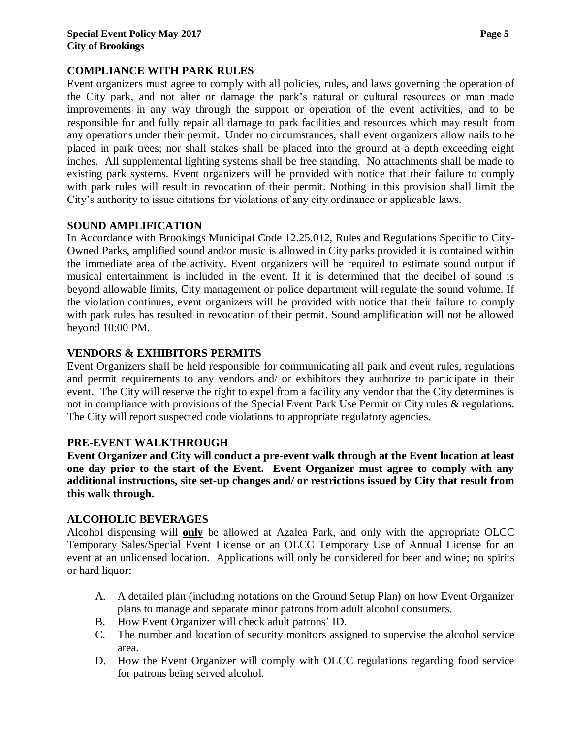## COMPLIANCE WITH PARK RULES

Event organizers must agree to comply with all policies, rules, and laws governing the operation of the City park, and not alter or damage the park's natural or cultural resources or man made improvements in any way through the support or operation of the event activities, and to be responsible for and fully repair all damage to park facilities and resources which may result from any operations under their permit. Under no circumstances, shall event organizers allow nails to be placed in park trees; nor shall stakes shall be placed into the ground at a depth exceeding eight inches. All supplemental lighting systems shall be free standing. No attachments shall be made to existing park systems. Event organizers will be provided with notice that their failure to comply with park rules will result in revocation of their permit. Nothing in this provision shall limit the City's authority to issue citations for violations of any city ordinance or applicable laws.

## SOUND AMPLIFICATION

In Accordance with Brookings Municipal Code 12.25.012, Rules and Regulations Specific to City-Owned Parks, amplified sound and/or music is allowed in City parks provided it is contained within the immediate area of the activity. Event organizers will be required to estimate sound output if musical entertainment is included in the event. If it is determined that the decibel of sound is beyond allowable limits, City management or police department will regulate the sound volume. If the violation continues, event organizers will be provided with notice that their failure to comply with park rules has resulted in revocation of their permit. Sound amplification will not be allowed beyond 10:00 PM.

## VENDORS & EXHIBITORS PERMITS

Event Organizers shall be held responsible for communicating all park and event rules, regulations and permit requirements to any vendors and/ or exhibitors they authorize to participate in their event. The City will reserve the right to expel from a facility any vendor that the City determines is not in compliance with provisions of the Special Event Park Use Permit or City rules & regulations. The City will report suspected code violations to appropriate regulatory agencies.

## PRE-EVENT WALKTHROUGH

**Event Organizer and City will conduct a pre-event walk through at the Event location at least one day prior to the start of the Event. Event Organizer must agree to comply with any additional instructions, site set-up changes and/ or restrictions issued by City that result from this walk through.**

## ALCOHOLIC BEVERAGES

Alcohol dispensing will **only** be allowed at Azalea Park, and only with the appropriate OLCC Temporary Sales/Special Event License or an OLCC Temporary Use of Annual License for an event at an unlicensed location. Applications will only be considered for beer and wine; no spirits or hard liquor:

A. A detailed plan (including notations on the Ground Setup Plan) on how Event Organizer plans to manage and separate minor patrons from adult alcohol consumers.
B. How Event Organizer will check adult patrons' ID.
C. The number and location of security monitors assigned to supervise the alcohol service area.
D. How the Event Organizer will comply with OLCC regulations regarding food service for patrons being served alcohol.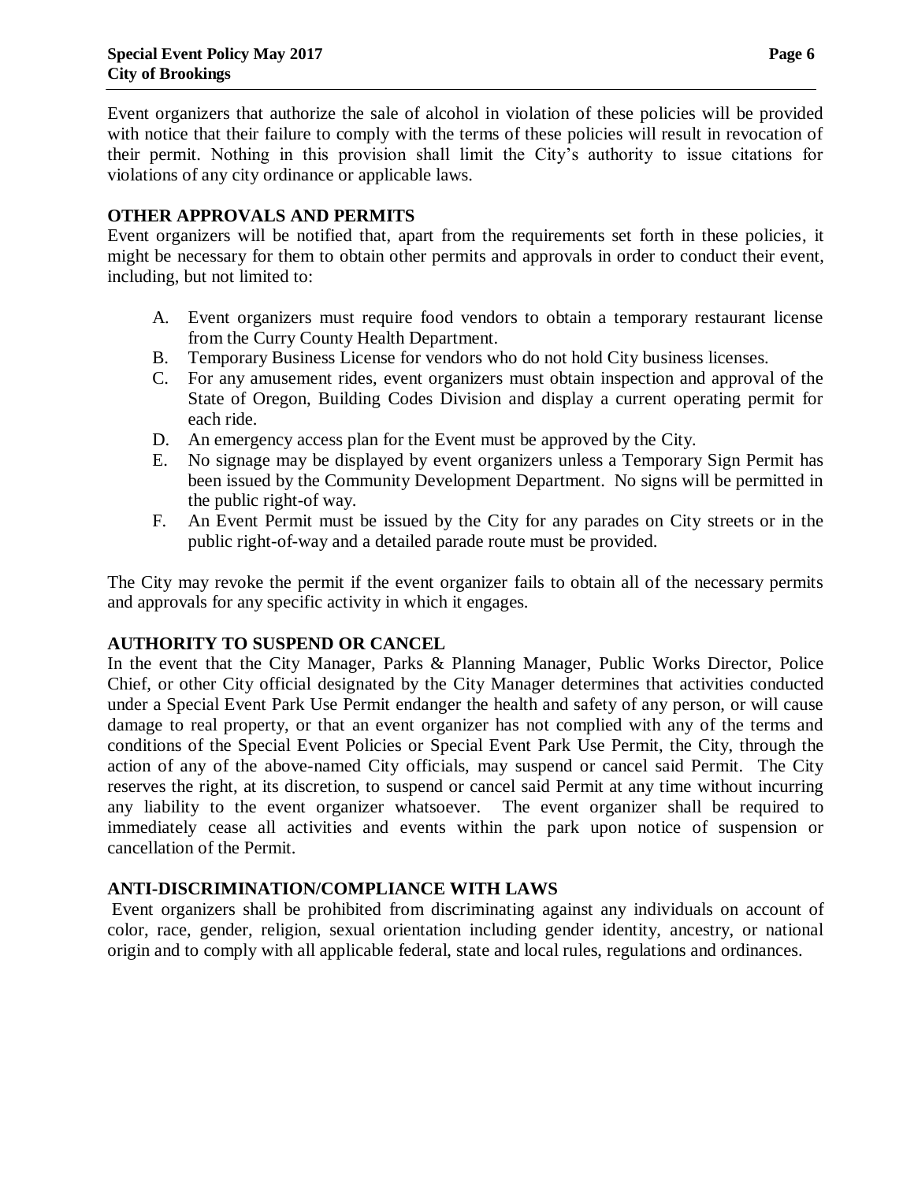Event organizers that authorize the sale of alcohol in violation of these policies will be provided with notice that their failure to comply with the terms of these policies will result in revocation of their permit. Nothing in this provision shall limit the City's authority to issue citations for violations of any city ordinance or applicable laws.

## OTHER APPROVALS AND PERMITS

Event organizers will be notified that, apart from the requirements set forth in these policies, it might be necessary for them to obtain other permits and approvals in order to conduct their event, including, but not limited to:

A. Event organizers must require food vendors to obtain a temporary restaurant license from the Curry County Health Department.
B. Temporary Business License for vendors who do not hold City business licenses.
C. For any amusement rides, event organizers must obtain inspection and approval of the State of Oregon, Building Codes Division and display a current operating permit for each ride.
D. An emergency access plan for the Event must be approved by the City.
E. No signage may be displayed by event organizers unless a Temporary Sign Permit has been issued by the Community Development Department. No signs will be permitted in the public right-of way.
F. An Event Permit must be issued by the City for any parades on City streets or in the public right-of-way and a detailed parade route must be provided.

The City may revoke the permit if the event organizer fails to obtain all of the necessary permits and approvals for any specific activity in which it engages.

## AUTHORITY TO SUSPEND OR CANCEL

In the event that the City Manager, Parks & Planning Manager, Public Works Director, Police Chief, or other City official designated by the City Manager determines that activities conducted under a Special Event Park Use Permit endanger the health and safety of any person, or will cause damage to real property, or that an event organizer has not complied with any of the terms and conditions of the Special Event Policies or Special Event Park Use Permit, the City, through the action of any of the above-named City officials, may suspend or cancel said Permit. The City reserves the right, at its discretion, to suspend or cancel said Permit at any time without incurring any liability to the event organizer whatsoever. The event organizer shall be required to immediately cease all activities and events within the park upon notice of suspension or cancellation of the Permit.

## ANTI-DISCRIMINATION/COMPLIANCE WITH LAWS

Event organizers shall be prohibited from discriminating against any individuals on account of color, race, gender, religion, sexual orientation including gender identity, ancestry, or national origin and to comply with all applicable federal, state and local rules, regulations and ordinances.